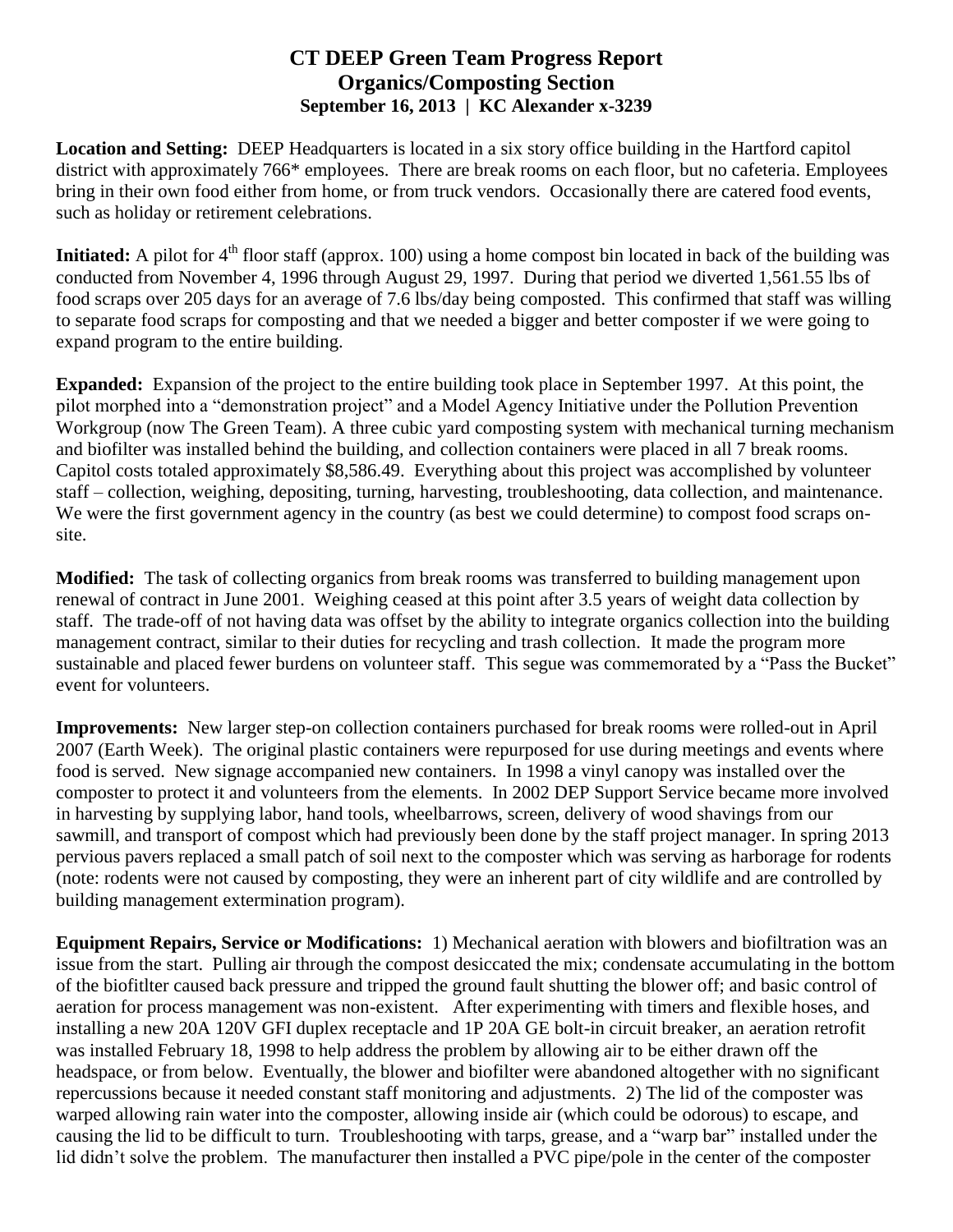# CT DEEP Green Team Progress Report
## Organics/Composting Section
### September 16, 2013 | KC Alexander x-3239

**Location and Setting:** DEEP Headquarters is located in a six story office building in the Hartford capitol district with approximately 766* employees. There are break rooms on each floor, but no cafeteria. Employees bring in their own food either from home, or from truck vendors. Occasionally there are catered food events, such as holiday or retirement celebrations.

**Initiated:** A pilot for 4th floor staff (approx. 100) using a home compost bin located in back of the building was conducted from November 4, 1996 through August 29, 1997. During that period we diverted 1,561.55 lbs of food scraps over 205 days for an average of 7.6 lbs/day being composted. This confirmed that staff was willing to separate food scraps for composting and that we needed a bigger and better composter if we were going to expand program to the entire building.

**Expanded:** Expansion of the project to the entire building took place in September 1997. At this point, the pilot morphed into a "demonstration project" and a Model Agency Initiative under the Pollution Prevention Workgroup (now The Green Team). A three cubic yard composting system with mechanical turning mechanism and biofilter was installed behind the building, and collection containers were placed in all 7 break rooms. Capitol costs totaled approximately $8,586.49. Everything about this project was accomplished by volunteer staff – collection, weighing, depositing, turning, harvesting, troubleshooting, data collection, and maintenance. We were the first government agency in the country (as best we could determine) to compost food scraps on-site.

**Modified:** The task of collecting organics from break rooms was transferred to building management upon renewal of contract in June 2001. Weighing ceased at this point after 3.5 years of weight data collection by staff. The trade-off of not having data was offset by the ability to integrate organics collection into the building management contract, similar to their duties for recycling and trash collection. It made the program more sustainable and placed fewer burdens on volunteer staff. This segue was commemorated by a "Pass the Bucket" event for volunteers.

**Improvements:** New larger step-on collection containers purchased for break rooms were rolled-out in April 2007 (Earth Week). The original plastic containers were repurposed for use during meetings and events where food is served. New signage accompanied new containers. In 1998 a vinyl canopy was installed over the composter to protect it and volunteers from the elements. In 2002 DEP Support Service became more involved in harvesting by supplying labor, hand tools, wheelbarrows, screen, delivery of wood shavings from our sawmill, and transport of compost which had previously been done by the staff project manager. In spring 2013 pervious pavers replaced a small patch of soil next to the composter which was serving as harborage for rodents (note: rodents were not caused by composting, they were an inherent part of city wildlife and are controlled by building management extermination program).

**Equipment Repairs, Service or Modifications:** 1) Mechanical aeration with blowers and biofiltration was an issue from the start. Pulling air through the compost desiccated the mix; condensate accumulating in the bottom of the biofitlter caused back pressure and tripped the ground fault shutting the blower off; and basic control of aeration for process management was non-existent. After experimenting with timers and flexible hoses, and installing a new 20A 120V GFI duplex receptacle and 1P 20A GE bolt-in circuit breaker, an aeration retrofit was installed February 18, 1998 to help address the problem by allowing air to be either drawn off the headspace, or from below. Eventually, the blower and biofilter were abandoned altogether with no significant repercussions because it needed constant staff monitoring and adjustments. 2) The lid of the composter was warped allowing rain water into the composter, allowing inside air (which could be odorous) to escape, and causing the lid to be difficult to turn. Troubleshooting with tarps, grease, and a "warp bar" installed under the lid didn't solve the problem. The manufacturer then installed a PVC pipe/pole in the center of the composter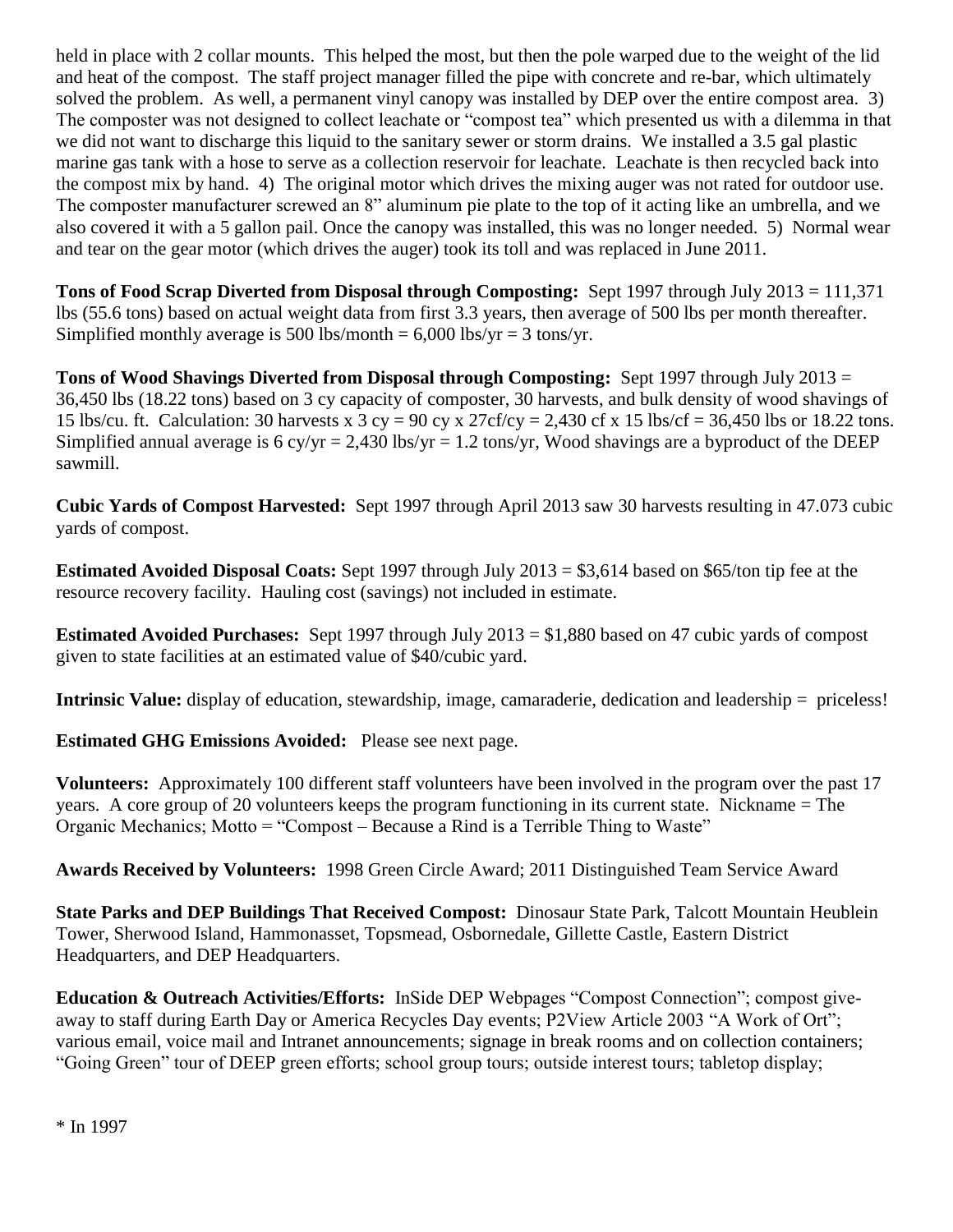held in place with 2 collar mounts. This helped the most, but then the pole warped due to the weight of the lid and heat of the compost. The staff project manager filled the pipe with concrete and re-bar, which ultimately solved the problem. As well, a permanent vinyl canopy was installed by DEP over the entire compost area. 3) The composter was not designed to collect leachate or "compost tea" which presented us with a dilemma in that we did not want to discharge this liquid to the sanitary sewer or storm drains. We installed a 3.5 gal plastic marine gas tank with a hose to serve as a collection reservoir for leachate. Leachate is then recycled back into the compost mix by hand. 4) The original motor which drives the mixing auger was not rated for outdoor use. The composter manufacturer screwed an 8" aluminum pie plate to the top of it acting like an umbrella, and we also covered it with a 5 gallon pail. Once the canopy was installed, this was no longer needed. 5) Normal wear and tear on the gear motor (which drives the auger) took its toll and was replaced in June 2011.

**Tons of Food Scrap Diverted from Disposal through Composting:** Sept 1997 through July 2013 = 111,371 lbs (55.6 tons) based on actual weight data from first 3.3 years, then average of 500 lbs per month thereafter. Simplified monthly average is 500 lbs/month = 6,000 lbs/yr = 3 tons/yr.

**Tons of Wood Shavings Diverted from Disposal through Composting:** Sept 1997 through July 2013 = 36,450 lbs (18.22 tons) based on 3 cy capacity of composter, 30 harvests, and bulk density of wood shavings of 15 lbs/cu. ft. Calculation: 30 harvests x 3 cy = 90 cy x 27cf/cy = 2,430 cf x 15 lbs/cf = 36,450 lbs or 18.22 tons. Simplified annual average is 6 cy/yr = 2,430 lbs/yr = 1.2 tons/yr, Wood shavings are a byproduct of the DEEP sawmill.

**Cubic Yards of Compost Harvested:** Sept 1997 through April 2013 saw 30 harvests resulting in 47.073 cubic yards of compost.

**Estimated Avoided Disposal Coats:** Sept 1997 through July 2013 = $3,614 based on $65/ton tip fee at the resource recovery facility. Hauling cost (savings) not included in estimate.

**Estimated Avoided Purchases:** Sept 1997 through July 2013 = $1,880 based on 47 cubic yards of compost given to state facilities at an estimated value of $40/cubic yard.

**Intrinsic Value:** display of education, stewardship, image, camaraderie, dedication and leadership = priceless!

**Estimated GHG Emissions Avoided:** Please see next page.

**Volunteers:** Approximately 100 different staff volunteers have been involved in the program over the past 17 years. A core group of 20 volunteers keeps the program functioning in its current state. Nickname = The Organic Mechanics; Motto = "Compost – Because a Rind is a Terrible Thing to Waste"

**Awards Received by Volunteers:** 1998 Green Circle Award; 2011 Distinguished Team Service Award

**State Parks and DEP Buildings That Received Compost:** Dinosaur State Park, Talcott Mountain Heublein Tower, Sherwood Island, Hammonasset, Topsmead, Osbornedale, Gillette Castle, Eastern District Headquarters, and DEP Headquarters.

**Education & Outreach Activities/Efforts:** InSide DEP Webpages "Compost Connection"; compost give-away to staff during Earth Day or America Recycles Day events; P2View Article 2003 "A Work of Ort"; various email, voice mail and Intranet announcements; signage in break rooms and on collection containers; "Going Green" tour of DEEP green efforts; school group tours; outside interest tours; tabletop display;

* In 1997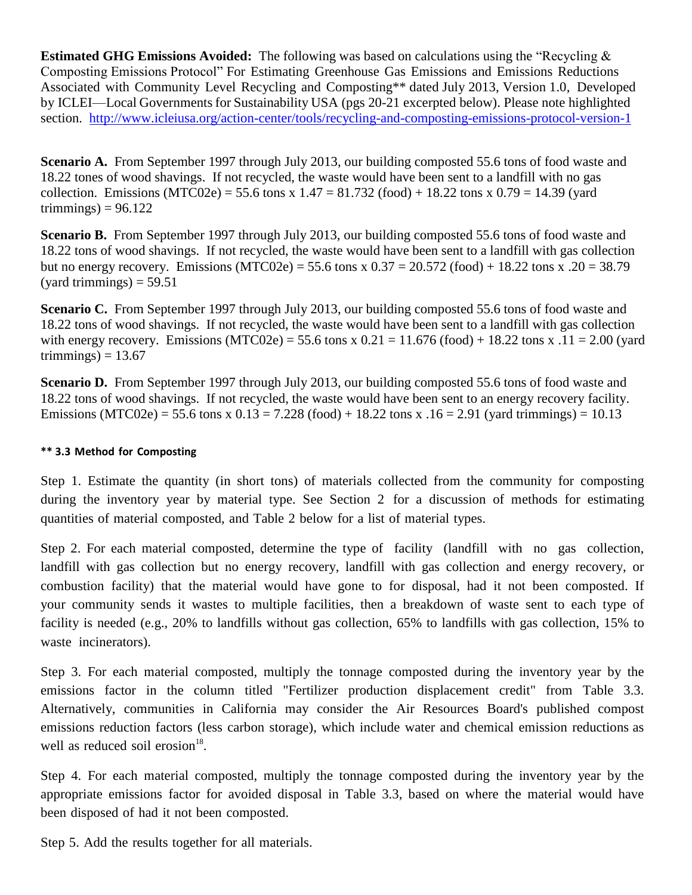**Estimated GHG Emissions Avoided:** The following was based on calculations using the "Recycling & Composting Emissions Protocol" For Estimating Greenhouse Gas Emissions and Emissions Reductions Associated with Community Level Recycling and Composting** dated July 2013, Version 1.0, Developed by ICLEI—Local Governments for Sustainability USA (pgs 20-21 excerpted below). Please note highlighted section. http://www.icleiusa.org/action-center/tools/recycling-and-composting-emissions-protocol-version-1

**Scenario A.** From September 1997 through July 2013, our building composted 55.6 tons of food waste and 18.22 tones of wood shavings. If not recycled, the waste would have been sent to a landfill with no gas collection. Emissions (MTC02e) = 55.6 tons x 1.47 = 81.732 (food) + 18.22 tons x 0.79 = 14.39 (yard trimmings) = 96.122

**Scenario B.** From September 1997 through July 2013, our building composted 55.6 tons of food waste and 18.22 tons of wood shavings. If not recycled, the waste would have been sent to a landfill with gas collection but no energy recovery. Emissions (MTC02e) = 55.6 tons x 0.37 = 20.572 (food) + 18.22 tons x .20 = 38.79 (yard trimmings) = 59.51

**Scenario C.** From September 1997 through July 2013, our building composted 55.6 tons of food waste and 18.22 tons of wood shavings. If not recycled, the waste would have been sent to a landfill with gas collection with energy recovery. Emissions (MTC02e) = 55.6 tons x 0.21 = 11.676 (food) + 18.22 tons x .11 = 2.00 (yard trimmings) = 13.67

**Scenario D.** From September 1997 through July 2013, our building composted 55.6 tons of food waste and 18.22 tons of wood shavings. If not recycled, the waste would have been sent to an energy recovery facility. Emissions (MTC02e) = 55.6 tons x 0.13 = 7.228 (food) + 18.22 tons x .16 = 2.91 (yard trimmings) = 10.13

**** 3.3 Method for Composting**

Step 1. Estimate the quantity (in short tons) of materials collected from the community for composting during the inventory year by material type. See Section 2 for a discussion of methods for estimating quantities of material composted, and Table 2 below for a list of material types.

Step 2. For each material composted, determine the type of facility (landfill with no gas collection, landfill with gas collection but no energy recovery, landfill with gas collection and energy recovery, or combustion facility) that the material would have gone to for disposal, had it not been composted. If your community sends it wastes to multiple facilities, then a breakdown of waste sent to each type of facility is needed (e.g., 20% to landfills without gas collection, 65% to landfills with gas collection, 15% to waste incinerators).

Step 3. For each material composted, multiply the tonnage composted during the inventory year by the emissions factor in the column titled "Fertilizer production displacement credit" from Table 3.3. Alternatively, communities in California may consider the Air Resources Board's published compost emissions reduction factors (less carbon storage), which include water and chemical emission reductions as well as reduced soil erosion[18].

Step 4. For each material composted, multiply the tonnage composted during the inventory year by the appropriate emissions factor for avoided disposal in Table 3.3, based on where the material would have been disposed of had it not been composted.

Step 5. Add the results together for all materials.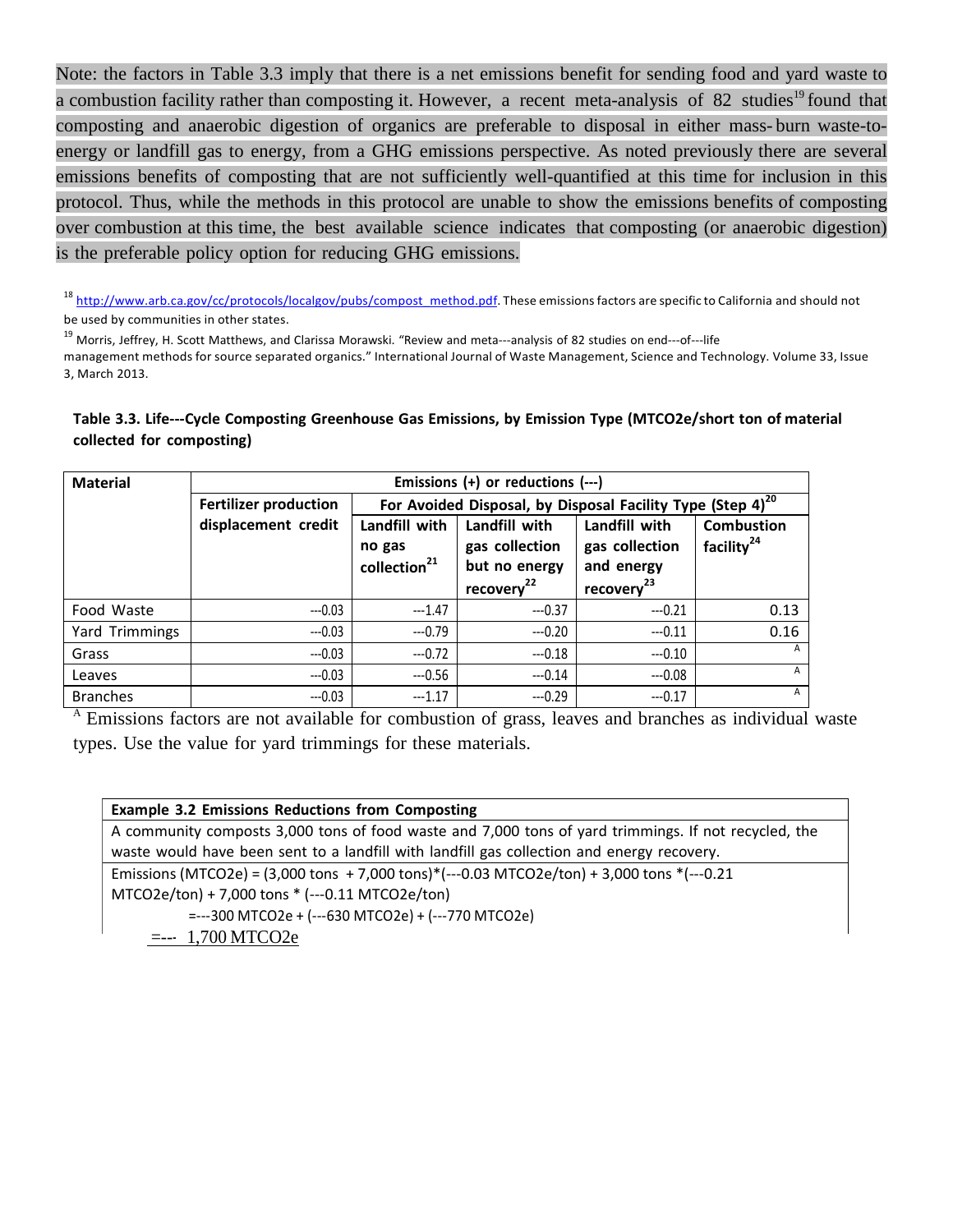Note: the factors in Table 3.3 imply that there is a net emissions benefit for sending food and yard waste to a combustion facility rather than composting it. However, a recent meta-analysis of 82 studies[19] found that composting and anaerobic digestion of organics are preferable to disposal in either mass-burn waste-to-energy or landfill gas to energy, from a GHG emissions perspective. As noted previously there are several emissions benefits of composting that are not sufficiently well-quantified at this time for inclusion in this protocol. Thus, while the methods in this protocol are unable to show the emissions benefits of composting over combustion at this time, the best available science indicates that composting (or anaerobic digestion) is the preferable policy option for reducing GHG emissions.

[18] http://www.arb.ca.gov/cc/protocols/localgov/pubs/compost_method.pdf. These emissions factors are specific to California and should not be used by communities in other states.

[19] Morris, Jeffrey, H. Scott Matthews, and Clarissa Morawski. "Review and meta---analysis of 82 studies on end---of---life management methods for source separated organics." International Journal of Waste Management, Science and Technology. Volume 33, Issue 3, March 2013.

**Table 3.3. Life---Cycle Composting Greenhouse Gas Emissions, by Emission Type (MTCO2e/short ton of material collected for composting)**

| Material | Emissions (+) or reductions (---) | | | | |
|---|---|---|---|---|---|
| | Fertilizer production displacement credit | For Avoided Disposal, by Disposal Facility Type (Step 4)[20] | | | |
| | | Landfill with no gas collection[21] | Landfill with gas collection but no energy recovery[22] | Landfill with gas collection and energy recovery[23] | Combustion facility[24] |
| Food Waste | ---0.03 | ---1.47 | ---0.37 | ---0.21 | 0.13 |
| Yard Trimmings | ---0.03 | ---0.79 | ---0.20 | ---0.11 | 0.16 |
| Grass | ---0.03 | ---0.72 | ---0.18 | ---0.10 | A |
| Leaves | ---0.03 | ---0.56 | ---0.14 | ---0.08 | A |
| Branches | ---0.03 | ---1.17 | ---0.29 | ---0.17 | A |

[A] Emissions factors are not available for combustion of grass, leaves and branches as individual waste types. Use the value for yard trimmings for these materials.

| **Example 3.2 Emissions Reductions from Composting** |
|---|
| A community composts 3,000 tons of food waste and 7,000 tons of yard trimmings. If not recycled, the waste would have been sent to a landfill with landfill gas collection and energy recovery. |
| Emissions (MTCO2e) = (3,000 tons + 7,000 tons)*(---0.03 MTCO2e/ton) + 3,000 tons *(---0.21 MTCO2e/ton) + 7,000 tons * (---0.11 MTCO2e/ton) <br> =---300 MTCO2e + (---630 MTCO2e) + (---770 MTCO2e) <br> =--- 1,700 MTCO2e |